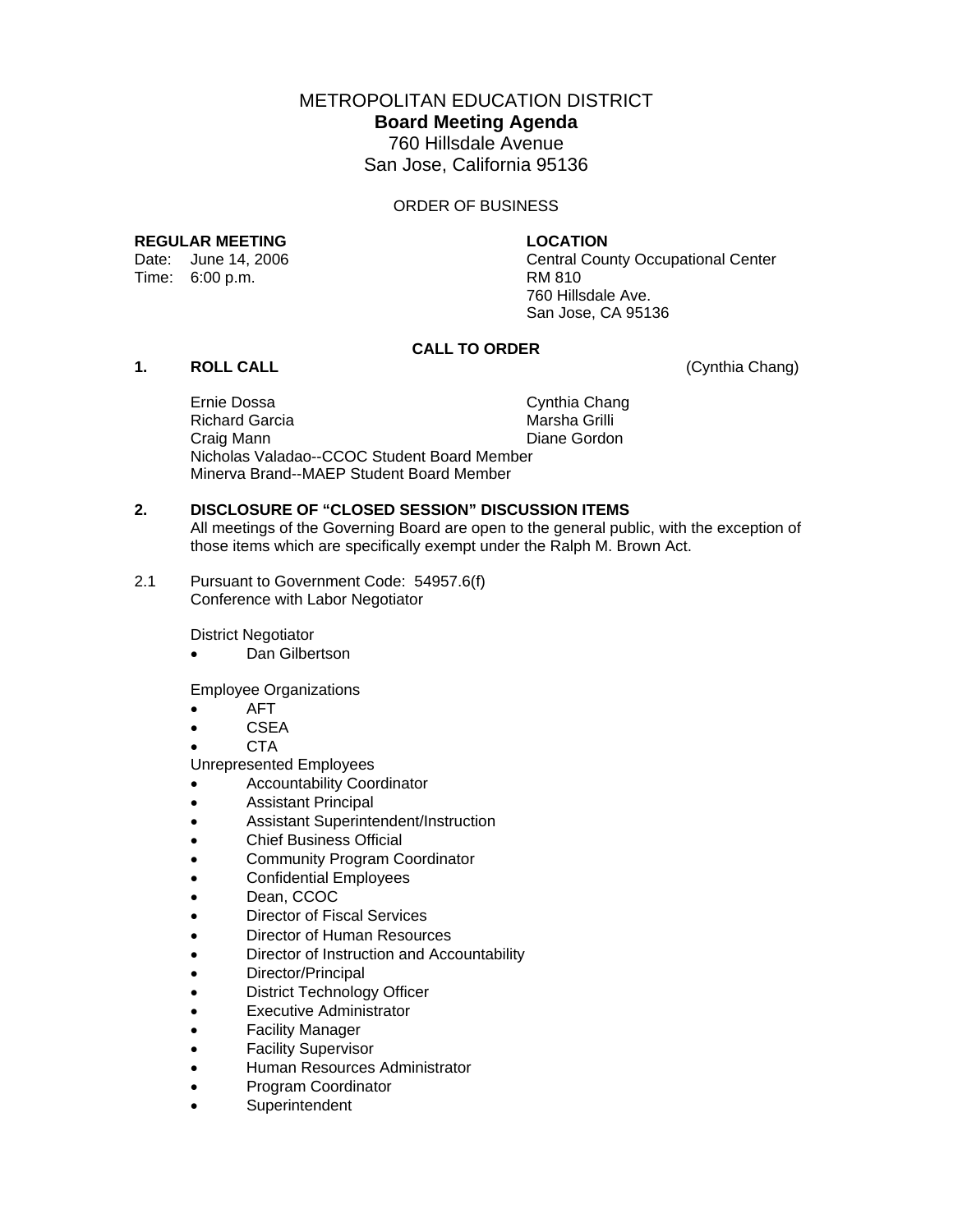# METROPOLITAN EDUCATION DISTRICT

## Board Meeting Agenda

760 Hillsdale Avenue
San Jose, California 95136

ORDER OF BUSINESS

**REGULAR MEETING**
Date: June 14, 2006
Time: 6:00 p.m.

**LOCATION**
Central County Occupational Center
RM 810
760 Hillsdale Ave.
San Jose, CA 95136

### CALL TO ORDER

**1. ROLL CALL** (Cynthia Chang)

Ernie Dossa
Richard Garcia
Craig Mann
Cynthia Chang
Marsha Grilli
Diane Gordon
Nicholas Valadao--CCOC Student Board Member
Minerva Brand--MAEP Student Board Member

**2. DISCLOSURE OF "CLOSED SESSION" DISCUSSION ITEMS**

All meetings of the Governing Board are open to the general public, with the exception of those items which are specifically exempt under the Ralph M. Brown Act.

2.1 Pursuant to Government Code: 54957.6(f)
Conference with Labor Negotiator

District Negotiator

- Dan Gilbertson

Employee Organizations

- AFT
- CSEA
- CTA

Unrepresented Employees

- Accountability Coordinator
- Assistant Principal
- Assistant Superintendent/Instruction
- Chief Business Official
- Community Program Coordinator
- Confidential Employees
- Dean, CCOC
- Director of Fiscal Services
- Director of Human Resources
- Director of Instruction and Accountability
- Director/Principal
- District Technology Officer
- Executive Administrator
- Facility Manager
- Facility Supervisor
- Human Resources Administrator
- Program Coordinator
- Superintendent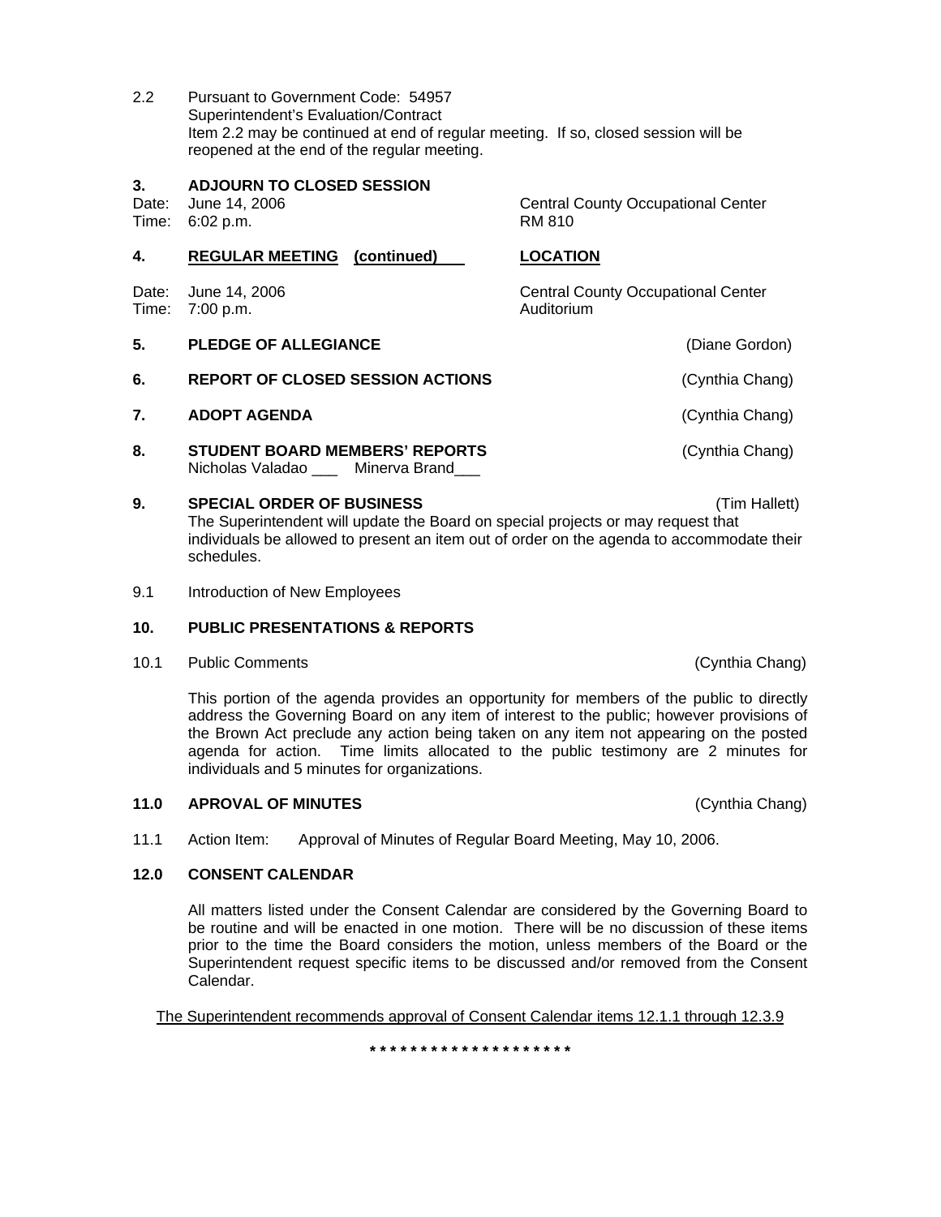2.2 Pursuant to Government Code: 54957
Superintendent's Evaluation/Contract
Item 2.2 may be continued at end of regular meeting. If so, closed session will be reopened at the end of the regular meeting.

**3. ADJOURN TO CLOSED SESSION**

Date: June 14, 2006 — Central County Occupational Center
Time: 6:02 p.m. — RM 810

**4. REGULAR MEETING (continued)** — **LOCATION**

Date: June 14, 2006 — Central County Occupational Center
Time: 7:00 p.m. — Auditorium

**5. PLEDGE OF ALLEGIANCE** (Diane Gordon)

**6. REPORT OF CLOSED SESSION ACTIONS** (Cynthia Chang)

**7. ADOPT AGENDA** (Cynthia Chang)

**8. STUDENT BOARD MEMBERS' REPORTS** (Cynthia Chang)
Nicholas Valadao ___ Minerva Brand___

**9. SPECIAL ORDER OF BUSINESS** (Tim Hallett)
The Superintendent will update the Board on special projects or may request that individuals be allowed to present an item out of order on the agenda to accommodate their schedules.

9.1 Introduction of New Employees

**10. PUBLIC PRESENTATIONS & REPORTS**

10.1 Public Comments (Cynthia Chang)

This portion of the agenda provides an opportunity for members of the public to directly address the Governing Board on any item of interest to the public; however provisions of the Brown Act preclude any action being taken on any item not appearing on the posted agenda for action. Time limits allocated to the public testimony are 2 minutes for individuals and 5 minutes for organizations.

**11.0 APROVAL OF MINUTES** (Cynthia Chang)

11.1 Action Item: Approval of Minutes of Regular Board Meeting, May 10, 2006.

**12.0 CONSENT CALENDAR**

All matters listed under the Consent Calendar are considered by the Governing Board to be routine and will be enacted in one motion. There will be no discussion of these items prior to the time the Board considers the motion, unless members of the Board or the Superintendent request specific items to be discussed and/or removed from the Consent Calendar.

<u>The Superintendent recommends approval of Consent Calendar items 12.1.1 through 12.3.9</u>

**\* \* \* \* \* \* \* \* \* \* \* \* \* \* \* \* \* \* \* \***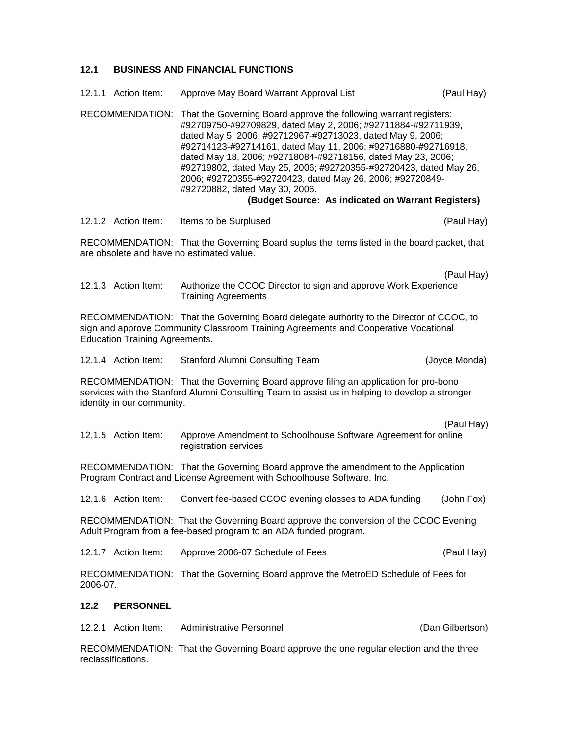### 12.1 BUSINESS AND FINANCIAL FUNCTIONS

12.1.1 Action Item: Approve May Board Warrant Approval List (Paul Hay)

RECOMMENDATION: That the Governing Board approve the following warrant registers: #92709750-#92709829, dated May 2, 2006; #92711884-#92711939, dated May 5, 2006; #92712967-#92713023, dated May 9, 2006; #92714123-#92714161, dated May 11, 2006; #92716880-#92716918, dated May 18, 2006; #92718084-#92718156, dated May 23, 2006; #92719802, dated May 25, 2006; #92720355-#92720423, dated May 26, 2006; #92720355-#92720423, dated May 26, 2006; #92720849-#92720882, dated May 30, 2006.

**(Budget Source: As indicated on Warrant Registers)**

12.1.2 Action Item: Items to be Surplused (Paul Hay)

RECOMMENDATION: That the Governing Board suplus the items listed in the board packet, that are obsolete and have no estimated value.

12.1.3 Action Item: Authorize the CCOC Director to sign and approve Work Experience Training Agreements (Paul Hay)

RECOMMENDATION: That the Governing Board delegate authority to the Director of CCOC, to sign and approve Community Classroom Training Agreements and Cooperative Vocational Education Training Agreements.

12.1.4 Action Item: Stanford Alumni Consulting Team (Joyce Monda)

RECOMMENDATION: That the Governing Board approve filing an application for pro-bono services with the Stanford Alumni Consulting Team to assist us in helping to develop a stronger identity in our community.

12.1.5 Action Item: Approve Amendment to Schoolhouse Software Agreement for online registration services (Paul Hay)

RECOMMENDATION: That the Governing Board approve the amendment to the Application Program Contract and License Agreement with Schoolhouse Software, Inc.

12.1.6 Action Item: Convert fee-based CCOC evening classes to ADA funding (John Fox)

RECOMMENDATION: That the Governing Board approve the conversion of the CCOC Evening Adult Program from a fee-based program to an ADA funded program.

12.1.7 Action Item: Approve 2006-07 Schedule of Fees (Paul Hay)

RECOMMENDATION: That the Governing Board approve the MetroED Schedule of Fees for 2006-07.

### 12.2 PERSONNEL

12.2.1 Action Item: Administrative Personnel (Dan Gilbertson)

RECOMMENDATION: That the Governing Board approve the one regular election and the three reclassifications.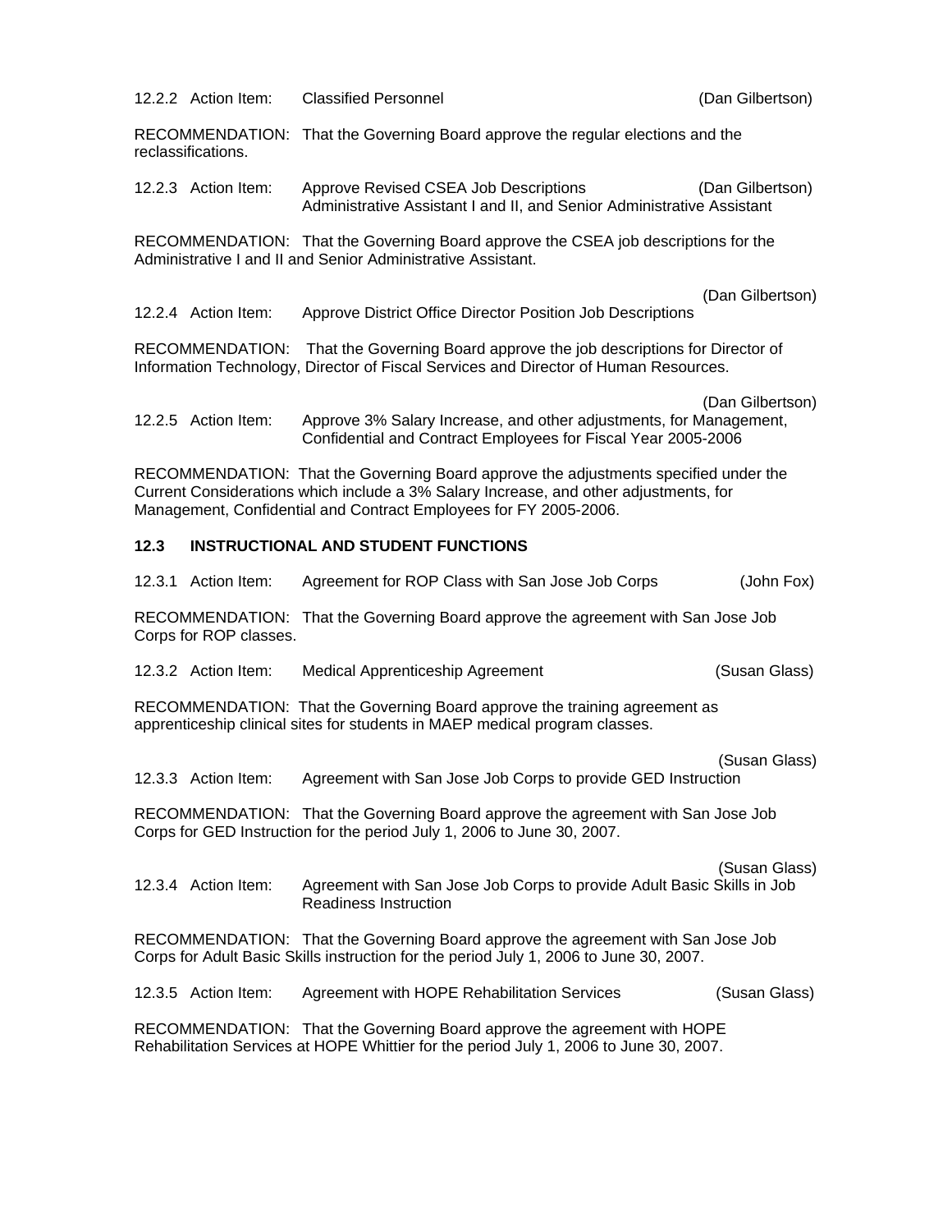12.2.2 Action Item: Classified Personnel (Dan Gilbertson)

RECOMMENDATION: That the Governing Board approve the regular elections and the reclassifications.

12.2.3 Action Item: Approve Revised CSEA Job Descriptions (Dan Gilbertson)
Administrative Assistant I and II, and Senior Administrative Assistant

RECOMMENDATION: That the Governing Board approve the CSEA job descriptions for the Administrative I and II and Senior Administrative Assistant.

12.2.4 Action Item: Approve District Office Director Position Job Descriptions (Dan Gilbertson)

RECOMMENDATION: That the Governing Board approve the job descriptions for Director of Information Technology, Director of Fiscal Services and Director of Human Resources.

12.2.5 Action Item: Approve 3% Salary Increase, and other adjustments, for Management, Confidential and Contract Employees for Fiscal Year 2005-2006 (Dan Gilbertson)

RECOMMENDATION: That the Governing Board approve the adjustments specified under the Current Considerations which include a 3% Salary Increase, and other adjustments, for Management, Confidential and Contract Employees for FY 2005-2006.

**12.3 INSTRUCTIONAL AND STUDENT FUNCTIONS**

12.3.1 Action Item: Agreement for ROP Class with San Jose Job Corps (John Fox)

RECOMMENDATION: That the Governing Board approve the agreement with San Jose Job Corps for ROP classes.

12.3.2 Action Item: Medical Apprenticeship Agreement (Susan Glass)

RECOMMENDATION: That the Governing Board approve the training agreement as apprenticeship clinical sites for students in MAEP medical program classes.

12.3.3 Action Item: Agreement with San Jose Job Corps to provide GED Instruction (Susan Glass)

RECOMMENDATION: That the Governing Board approve the agreement with San Jose Job Corps for GED Instruction for the period July 1, 2006 to June 30, 2007.

12.3.4 Action Item: Agreement with San Jose Job Corps to provide Adult Basic Skills in Job Readiness Instruction (Susan Glass)

RECOMMENDATION: That the Governing Board approve the agreement with San Jose Job Corps for Adult Basic Skills instruction for the period July 1, 2006 to June 30, 2007.

12.3.5 Action Item: Agreement with HOPE Rehabilitation Services (Susan Glass)

RECOMMENDATION: That the Governing Board approve the agreement with HOPE Rehabilitation Services at HOPE Whittier for the period July 1, 2006 to June 30, 2007.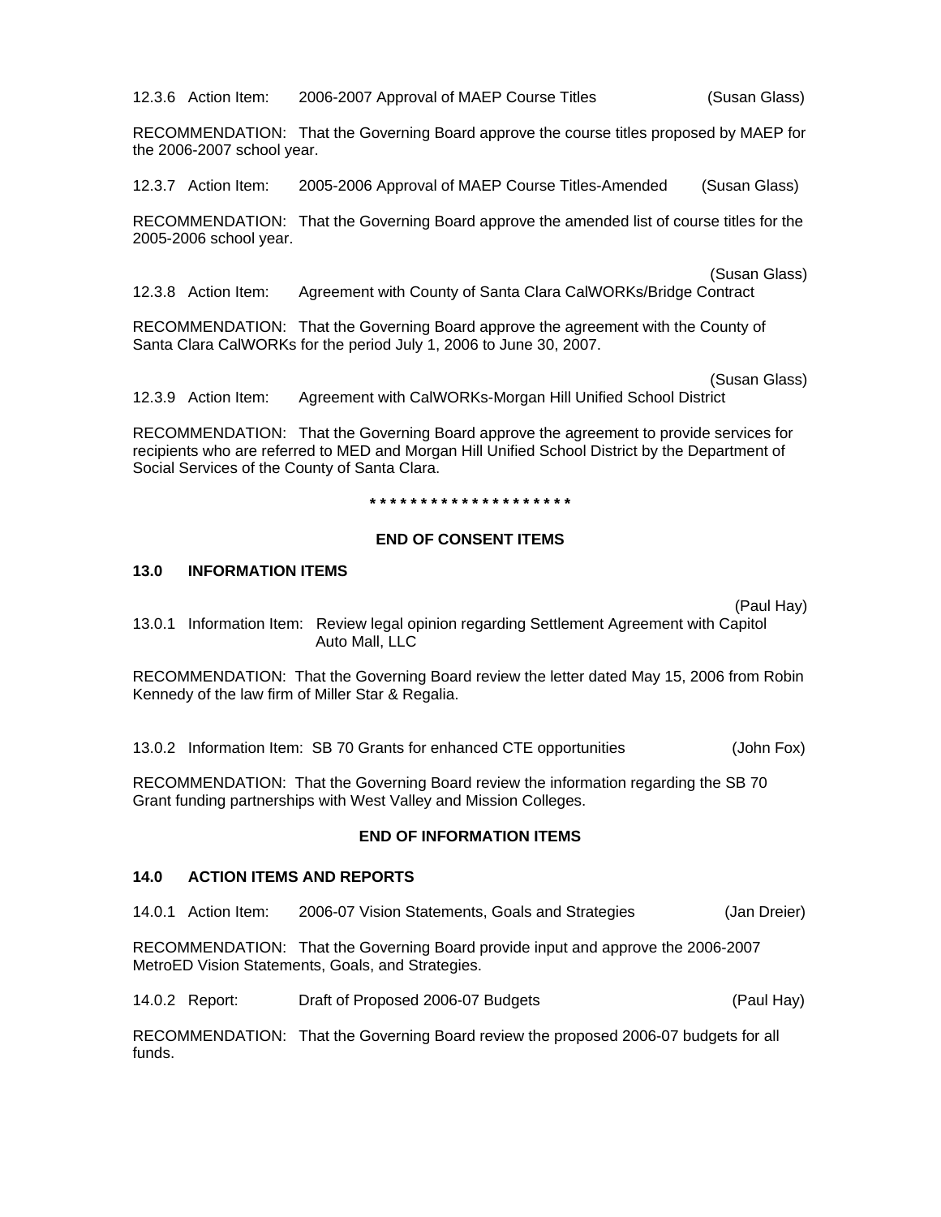12.3.6 Action Item: 2006-2007 Approval of MAEP Course Titles (Susan Glass)

RECOMMENDATION: That the Governing Board approve the course titles proposed by MAEP for the 2006-2007 school year.

12.3.7 Action Item: 2005-2006 Approval of MAEP Course Titles-Amended (Susan Glass)

RECOMMENDATION: That the Governing Board approve the amended list of course titles for the 2005-2006 school year.

12.3.8 Action Item: Agreement with County of Santa Clara CalWORKs/Bridge Contract (Susan Glass)

RECOMMENDATION: That the Governing Board approve the agreement with the County of Santa Clara CalWORKs for the period July 1, 2006 to June 30, 2007.

12.3.9 Action Item: Agreement with CalWORKs-Morgan Hill Unified School District (Susan Glass)

RECOMMENDATION: That the Governing Board approve the agreement to provide services for recipients who are referred to MED and Morgan Hill Unified School District by the Department of Social Services of the County of Santa Clara.

* * * * * * * * * * * * * * * * * * * *

**END OF CONSENT ITEMS**

### 13.0 INFORMATION ITEMS

13.0.1 Information Item: Review legal opinion regarding Settlement Agreement with Capitol Auto Mall, LLC (Paul Hay)

RECOMMENDATION: That the Governing Board review the letter dated May 15, 2006 from Robin Kennedy of the law firm of Miller Star & Regalia.

13.0.2 Information Item: SB 70 Grants for enhanced CTE opportunities (John Fox)

RECOMMENDATION: That the Governing Board review the information regarding the SB 70 Grant funding partnerships with West Valley and Mission Colleges.

**END OF INFORMATION ITEMS**

### 14.0 ACTION ITEMS AND REPORTS

14.0.1 Action Item: 2006-07 Vision Statements, Goals and Strategies (Jan Dreier)

RECOMMENDATION: That the Governing Board provide input and approve the 2006-2007 MetroED Vision Statements, Goals, and Strategies.

14.0.2 Report: Draft of Proposed 2006-07 Budgets (Paul Hay)

RECOMMENDATION: That the Governing Board review the proposed 2006-07 budgets for all funds.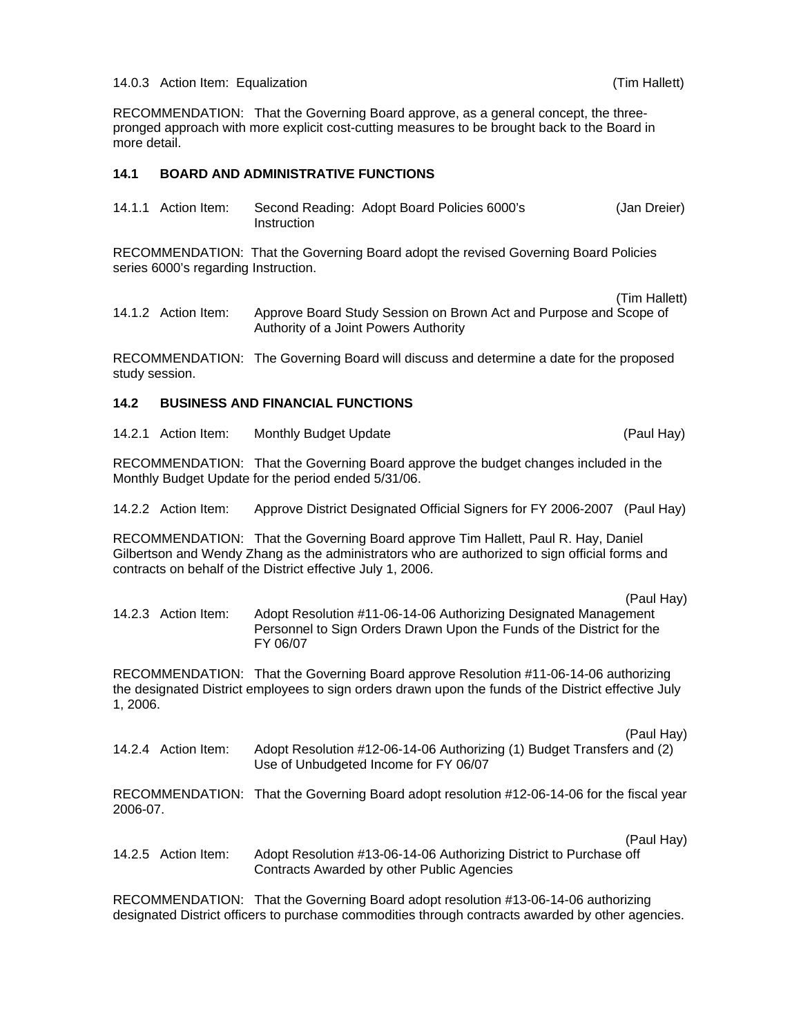14.0.3 Action Item: Equalization (Tim Hallett)

RECOMMENDATION: That the Governing Board approve, as a general concept, the three-pronged approach with more explicit cost-cutting measures to be brought back to the Board in more detail.

**14.1 BOARD AND ADMINISTRATIVE FUNCTIONS**

14.1.1 Action Item: Second Reading: Adopt Board Policies 6000's Instruction (Jan Dreier)

RECOMMENDATION: That the Governing Board adopt the revised Governing Board Policies series 6000's regarding Instruction.

14.1.2 Action Item: Approve Board Study Session on Brown Act and Purpose and Scope of Authority of a Joint Powers Authority (Tim Hallett)

RECOMMENDATION: The Governing Board will discuss and determine a date for the proposed study session.

**14.2 BUSINESS AND FINANCIAL FUNCTIONS**

14.2.1 Action Item: Monthly Budget Update (Paul Hay)

RECOMMENDATION: That the Governing Board approve the budget changes included in the Monthly Budget Update for the period ended 5/31/06.

14.2.2 Action Item: Approve District Designated Official Signers for FY 2006-2007 (Paul Hay)

RECOMMENDATION: That the Governing Board approve Tim Hallett, Paul R. Hay, Daniel Gilbertson and Wendy Zhang as the administrators who are authorized to sign official forms and contracts on behalf of the District effective July 1, 2006.

14.2.3 Action Item: Adopt Resolution #11-06-14-06 Authorizing Designated Management Personnel to Sign Orders Drawn Upon the Funds of the District for the FY 06/07 (Paul Hay)

RECOMMENDATION: That the Governing Board approve Resolution #11-06-14-06 authorizing the designated District employees to sign orders drawn upon the funds of the District effective July 1, 2006.

14.2.4 Action Item: Adopt Resolution #12-06-14-06 Authorizing (1) Budget Transfers and (2) Use of Unbudgeted Income for FY 06/07 (Paul Hay)

RECOMMENDATION: That the Governing Board adopt resolution #12-06-14-06 for the fiscal year 2006-07.

14.2.5 Action Item: Adopt Resolution #13-06-14-06 Authorizing District to Purchase off Contracts Awarded by other Public Agencies (Paul Hay)

RECOMMENDATION: That the Governing Board adopt resolution #13-06-14-06 authorizing designated District officers to purchase commodities through contracts awarded by other agencies.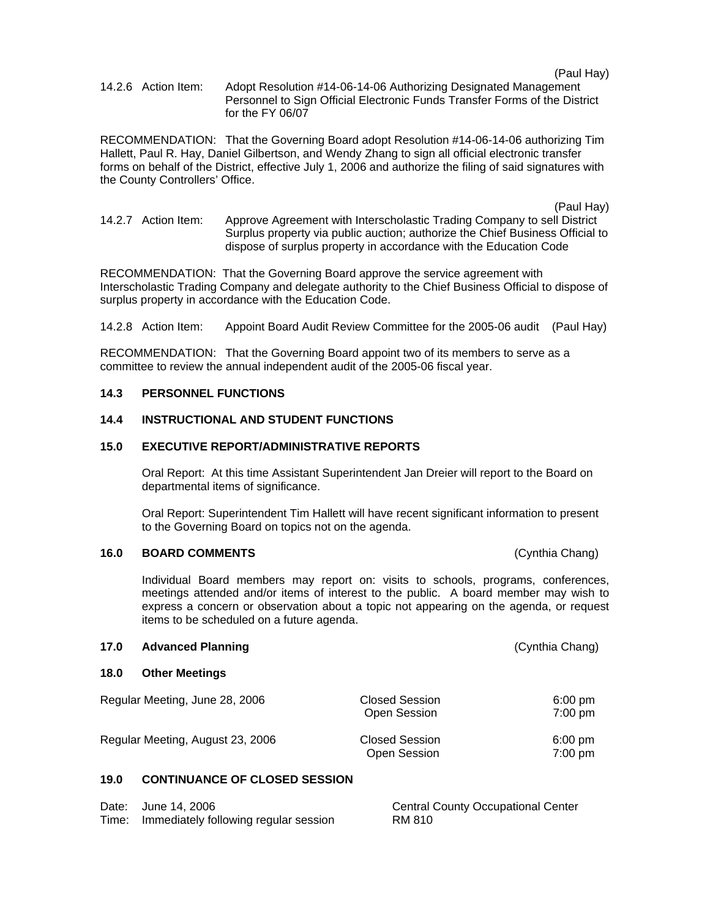(Paul Hay)

14.2.6 Action Item: Adopt Resolution #14-06-14-06 Authorizing Designated Management Personnel to Sign Official Electronic Funds Transfer Forms of the District for the FY 06/07

RECOMMENDATION: That the Governing Board adopt Resolution #14-06-14-06 authorizing Tim Hallett, Paul R. Hay, Daniel Gilbertson, and Wendy Zhang to sign all official electronic transfer forms on behalf of the District, effective July 1, 2006 and authorize the filing of said signatures with the County Controllers' Office.

(Paul Hay)

14.2.7 Action Item: Approve Agreement with Interscholastic Trading Company to sell District Surplus property via public auction; authorize the Chief Business Official to dispose of surplus property in accordance with the Education Code

RECOMMENDATION: That the Governing Board approve the service agreement with Interscholastic Trading Company and delegate authority to the Chief Business Official to dispose of surplus property in accordance with the Education Code.

14.2.8 Action Item: Appoint Board Audit Review Committee for the 2005-06 audit (Paul Hay)

RECOMMENDATION: That the Governing Board appoint two of its members to serve as a committee to review the annual independent audit of the 2005-06 fiscal year.

**14.3 PERSONNEL FUNCTIONS**

**14.4 INSTRUCTIONAL AND STUDENT FUNCTIONS**

**15.0 EXECUTIVE REPORT/ADMINISTRATIVE REPORTS**

Oral Report: At this time Assistant Superintendent Jan Dreier will report to the Board on departmental items of significance.

Oral Report: Superintendent Tim Hallett will have recent significant information to present to the Governing Board on topics not on the agenda.

**16.0 BOARD COMMENTS** (Cynthia Chang)

Individual Board members may report on: visits to schools, programs, conferences, meetings attended and/or items of interest to the public. A board member may wish to express a concern or observation about a topic not appearing on the agenda, or request items to be scheduled on a future agenda.

**17.0 Advanced Planning** (Cynthia Chang)

**18.0 Other Meetings**

| | | |
|---|---|---|
| Regular Meeting, June 28, 2006 | Closed Session | 6:00 pm |
| | Open Session | 7:00 pm |
| Regular Meeting, August 23, 2006 | Closed Session | 6:00 pm |
| | Open Session | 7:00 pm |

**19.0 CONTINUANCE OF CLOSED SESSION**

Date: June 14, 2006 — Central County Occupational Center
Time: Immediately following regular session — RM 810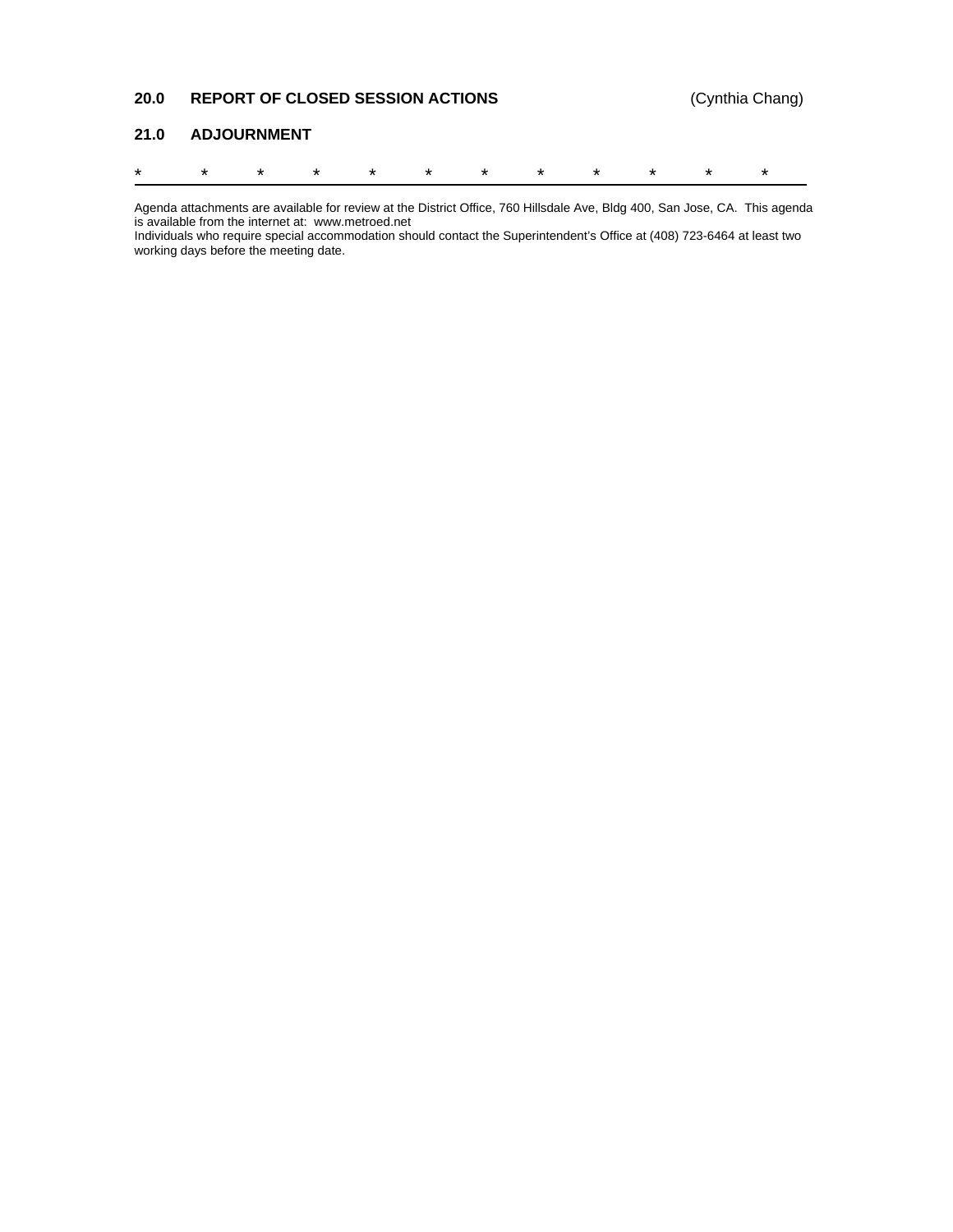## 20.0 REPORT OF CLOSED SESSION ACTIONS (Cynthia Chang)

## 21.0 ADJOURNMENT

\* \* \* \* \* \* \* \* \* \* \* \*

---

Agenda attachments are available for review at the District Office, 760 Hillsdale Ave, Bldg 400, San Jose, CA. This agenda is available from the internet at: www.metroed.net

Individuals who require special accommodation should contact the Superintendent's Office at (408) 723-6464 at least two working days before the meeting date.